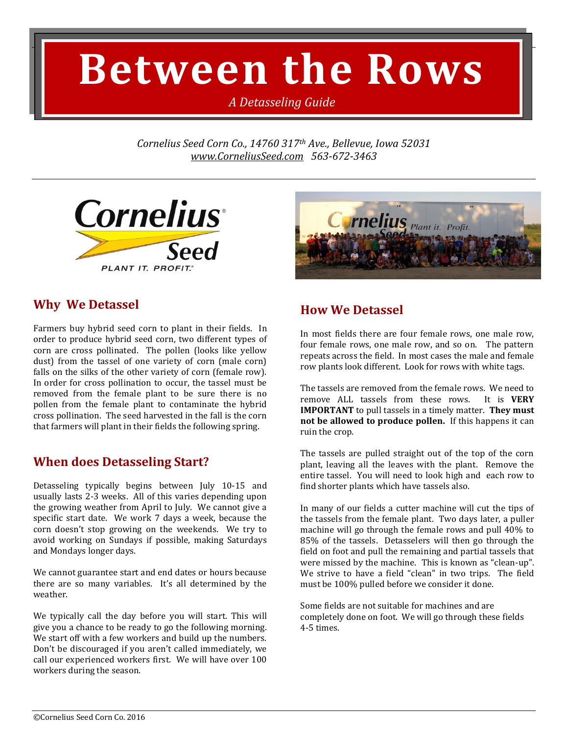# Between the Rows

*A Detasseling Guide*

*Cornelius Seed Corn Co., 14760 317th Ave., Bellevue, Iowa 52031*
*www.CorneliusSeed.com 563-672-3463*

## Why We Detassel

Farmers buy hybrid seed corn to plant in their fields. In order to produce hybrid seed corn, two different types of corn are cross pollinated. The pollen (looks like yellow dust) from the tassel of one variety of corn (male corn) falls on the silks of the other variety of corn (female row). In order for cross pollination to occur, the tassel must be removed from the female plant to be sure there is no pollen from the female plant to contaminate the hybrid cross pollination. The seed harvested in the fall is the corn that farmers will plant in their fields the following spring.

## When does Detasseling Start?

Detasseling typically begins between July 10-15 and usually lasts 2-3 weeks. All of this varies depending upon the growing weather from April to July. We cannot give a specific start date. We work 7 days a week, because the corn doesn't stop growing on the weekends. We try to avoid working on Sundays if possible, making Saturdays and Mondays longer days.

We cannot guarantee start and end dates or hours because there are so many variables. It's all determined by the weather.

We typically call the day before you will start. This will give you a chance to be ready to go the following morning. We start off with a few workers and build up the numbers. Don't be discouraged if you aren't called immediately, we call our experienced workers first. We will have over 100 workers during the season.

## How We Detassel

In most fields there are four female rows, one male row, four female rows, one male row, and so on. The pattern repeats across the field. In most cases the male and female row plants look different. Look for rows with white tags.

The tassels are removed from the female rows. We need to remove ALL tassels from these rows. It is **VERY IMPORTANT** to pull tassels in a timely matter. **They must not be allowed to produce pollen.** If this happens it can ruin the crop.

The tassels are pulled straight out of the top of the corn plant, leaving all the leaves with the plant. Remove the entire tassel. You will need to look high and each row to find shorter plants which have tassels also.

In many of our fields a cutter machine will cut the tips of the tassels from the female plant. Two days later, a puller machine will go through the female rows and pull 40% to 85% of the tassels. Detasselers will then go through the field on foot and pull the remaining and partial tassels that were missed by the machine. This is known as "clean-up". We strive to have a field "clean" in two trips. The field must be 100% pulled before we consider it done.

Some fields are not suitable for machines and are completely done on foot. We will go through these fields 4-5 times.

©Cornelius Seed Corn Co. 2016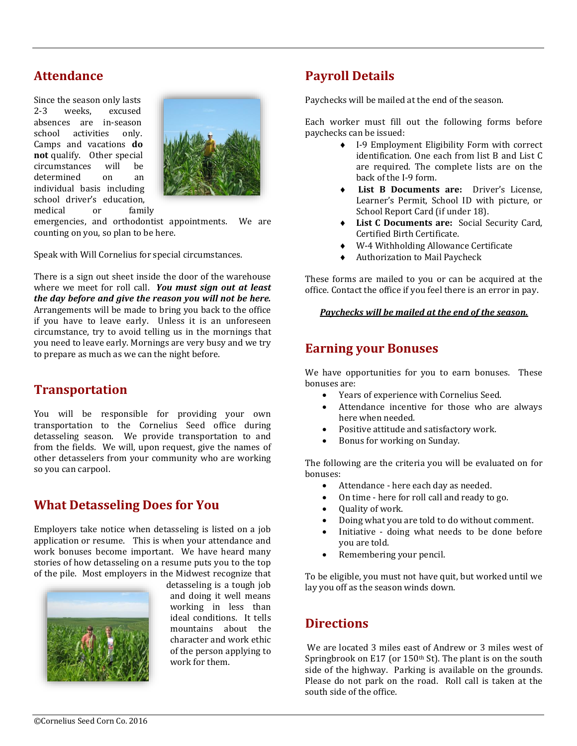## Attendance

Since the season only lasts 2-3 weeks, excused absences are in-season school activities only. Camps and vacations **do not** qualify. Other special circumstances will be determined on an individual basis including school driver's education, medical or family emergencies, and orthodontist appointments. We are counting on you, so plan to be here.

Speak with Will Cornelius for special circumstances.

There is a sign out sheet inside the door of the warehouse where we meet for roll call. ***You must sign out at least the day before and give the reason you will not be here.*** Arrangements will be made to bring you back to the office if you have to leave early. Unless it is an unforeseen circumstance, try to avoid telling us in the mornings that you need to leave early. Mornings are very busy and we try to prepare as much as we can the night before.

## Transportation

You will be responsible for providing your own transportation to the Cornelius Seed office during detasseling season. We provide transportation to and from the fields. We will, upon request, give the names of other detasselers from your community who are working so you can carpool.

## What Detasseling Does for You

Employers take notice when detasseling is listed on a job application or resume. This is when your attendance and work bonuses become important. We have heard many stories of how detasseling on a resume puts you to the top of the pile. Most employers in the Midwest recognize that detasseling is a tough job and doing it well means working in less than ideal conditions. It tells mountains about the character and work ethic of the person applying to work for them.

## Payroll Details

Paychecks will be mailed at the end of the season.

Each worker must fill out the following forms before paychecks can be issued:

- I-9 Employment Eligibility Form with correct identification. One each from list B and List C are required. The complete lists are on the back of the I-9 form.
- **List B Documents are:** Driver's License, Learner's Permit, School ID with picture, or School Report Card (if under 18).
- **List C Documents are:** Social Security Card, Certified Birth Certificate.
- W-4 Withholding Allowance Certificate
- Authorization to Mail Paycheck

These forms are mailed to you or can be acquired at the office. Contact the office if you feel there is an error in pay.

***<u>Paychecks will be mailed at the end of the season.</u>***

## Earning your Bonuses

We have opportunities for you to earn bonuses. These bonuses are:

- Years of experience with Cornelius Seed.
- Attendance incentive for those who are always here when needed.
- Positive attitude and satisfactory work.
- Bonus for working on Sunday.

The following are the criteria you will be evaluated on for bonuses:

- Attendance - here each day as needed.
- On time - here for roll call and ready to go.
- Quality of work.
- Doing what you are told to do without comment.
- Initiative - doing what needs to be done before you are told.
- Remembering your pencil.

To be eligible, you must not have quit, but worked until we lay you off as the season winds down.

## Directions

We are located 3 miles east of Andrew or 3 miles west of Springbrook on E17 (or 150th St). The plant is on the south side of the highway. Parking is available on the grounds. Please do not park on the road. Roll call is taken at the south side of the office.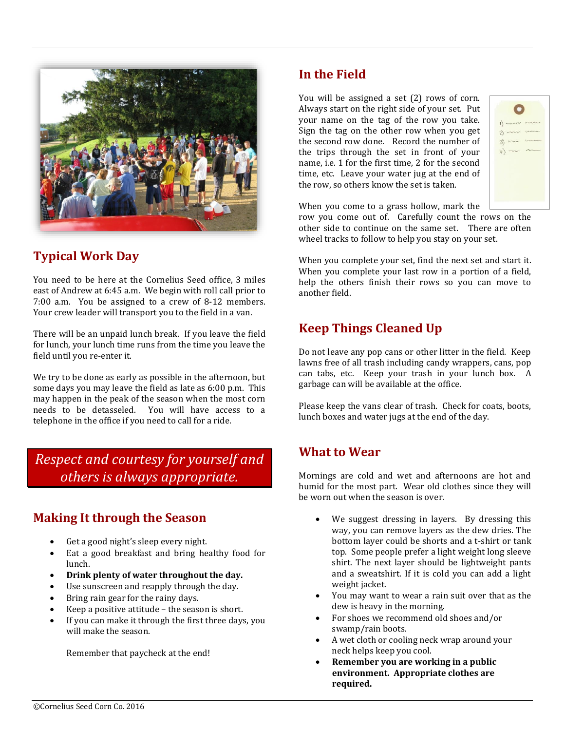## Typical Work Day

You need to be here at the Cornelius Seed office, 3 miles east of Andrew at 6:45 a.m. We begin with roll call prior to 7:00 a.m. You be assigned to a crew of 8-12 members. Your crew leader will transport you to the field in a van.

There will be an unpaid lunch break. If you leave the field for lunch, your lunch time runs from the time you leave the field until you re-enter it.

We try to be done as early as possible in the afternoon, but some days you may leave the field as late as 6:00 p.m. This may happen in the peak of the season when the most corn needs to be detasseled. You will have access to a telephone in the office if you need to call for a ride.

*Respect and courtesy for yourself and others is always appropriate.*

## Making It through the Season

- Get a good night's sleep every night.
- Eat a good breakfast and bring healthy food for lunch.
- **Drink plenty of water throughout the day.**
- Use sunscreen and reapply through the day.
- Bring rain gear for the rainy days.
- Keep a positive attitude – the season is short.
- If you can make it through the first three days, you will make the season.

Remember that paycheck at the end!

## In the Field

You will be assigned a set (2) rows of corn. Always start on the right side of your set. Put your name on the tag of the row you take. Sign the tag on the other row when you get the second row done. Record the number of the trips through the set in front of your name, i.e. 1 for the first time, 2 for the second time, etc. Leave your water jug at the end of the row, so others know the set is taken.

When you come to a grass hollow, mark the row you come out of. Carefully count the rows on the other side to continue on the same set. There are often wheel tracks to follow to help you stay on your set.

When you complete your set, find the next set and start it. When you complete your last row in a portion of a field, help the others finish their rows so you can move to another field.

## Keep Things Cleaned Up

Do not leave any pop cans or other litter in the field. Keep lawns free of all trash including candy wrappers, cans, pop can tabs, etc. Keep your trash in your lunch box. A garbage can will be available at the office.

Please keep the vans clear of trash. Check for coats, boots, lunch boxes and water jugs at the end of the day.

## What to Wear

Mornings are cold and wet and afternoons are hot and humid for the most part. Wear old clothes since they will be worn out when the season is over.

- We suggest dressing in layers. By dressing this way, you can remove layers as the dew dries. The bottom layer could be shorts and a t-shirt or tank top. Some people prefer a light weight long sleeve shirt. The next layer should be lightweight pants and a sweatshirt. If it is cold you can add a light weight jacket.
- You may want to wear a rain suit over that as the dew is heavy in the morning.
- For shoes we recommend old shoes and/or swamp/rain boots.
- A wet cloth or cooling neck wrap around your neck helps keep you cool.
- **Remember you are working in a public environment. Appropriate clothes are required.**

©Cornelius Seed Corn Co. 2016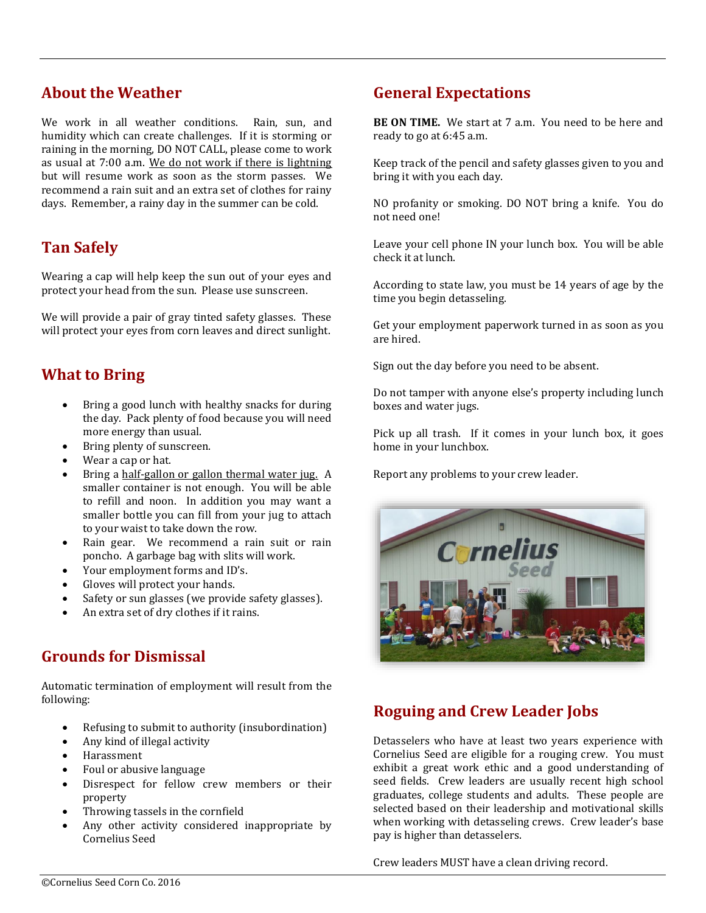## About the Weather

We work in all weather conditions. Rain, sun, and humidity which can create challenges. If it is storming or raining in the morning, DO NOT CALL, please come to work as usual at 7:00 a.m. We do not work if there is lightning but will resume work as soon as the storm passes. We recommend a rain suit and an extra set of clothes for rainy days. Remember, a rainy day in the summer can be cold.

## Tan Safely

Wearing a cap will help keep the sun out of your eyes and protect your head from the sun. Please use sunscreen.

We will provide a pair of gray tinted safety glasses. These will protect your eyes from corn leaves and direct sunlight.

## What to Bring

- Bring a good lunch with healthy snacks for during the day. Pack plenty of food because you will need more energy than usual.
- Bring plenty of sunscreen.
- Wear a cap or hat.
- Bring a half-gallon or gallon thermal water jug. A smaller container is not enough. You will be able to refill and noon. In addition you may want a smaller bottle you can fill from your jug to attach to your waist to take down the row.
- Rain gear. We recommend a rain suit or rain poncho. A garbage bag with slits will work.
- Your employment forms and ID's.
- Gloves will protect your hands.
- Safety or sun glasses (we provide safety glasses).
- An extra set of dry clothes if it rains.

## Grounds for Dismissal

Automatic termination of employment will result from the following:

- Refusing to submit to authority (insubordination)
- Any kind of illegal activity
- Harassment
- Foul or abusive language
- Disrespect for fellow crew members or their property
- Throwing tassels in the cornfield
- Any other activity considered inappropriate by Cornelius Seed

## General Expectations

**BE ON TIME.** We start at 7 a.m. You need to be here and ready to go at 6:45 a.m.

Keep track of the pencil and safety glasses given to you and bring it with you each day.

NO profanity or smoking. DO NOT bring a knife. You do not need one!

Leave your cell phone IN your lunch box. You will be able check it at lunch.

According to state law, you must be 14 years of age by the time you begin detasseling.

Get your employment paperwork turned in as soon as you are hired.

Sign out the day before you need to be absent.

Do not tamper with anyone else's property including lunch boxes and water jugs.

Pick up all trash. If it comes in your lunch box, it goes home in your lunchbox.

Report any problems to your crew leader.

## Roguing and Crew Leader Jobs

Detasselers who have at least two years experience with Cornelius Seed are eligible for a roguing crew. You must exhibit a great work ethic and a good understanding of seed fields. Crew leaders are usually recent high school graduates, college students and adults. These people are selected based on their leadership and motivational skills when working with detasseling crews. Crew leader's base pay is higher than detasselers.

Crew leaders MUST have a clean driving record.

©Cornelius Seed Corn Co. 2016